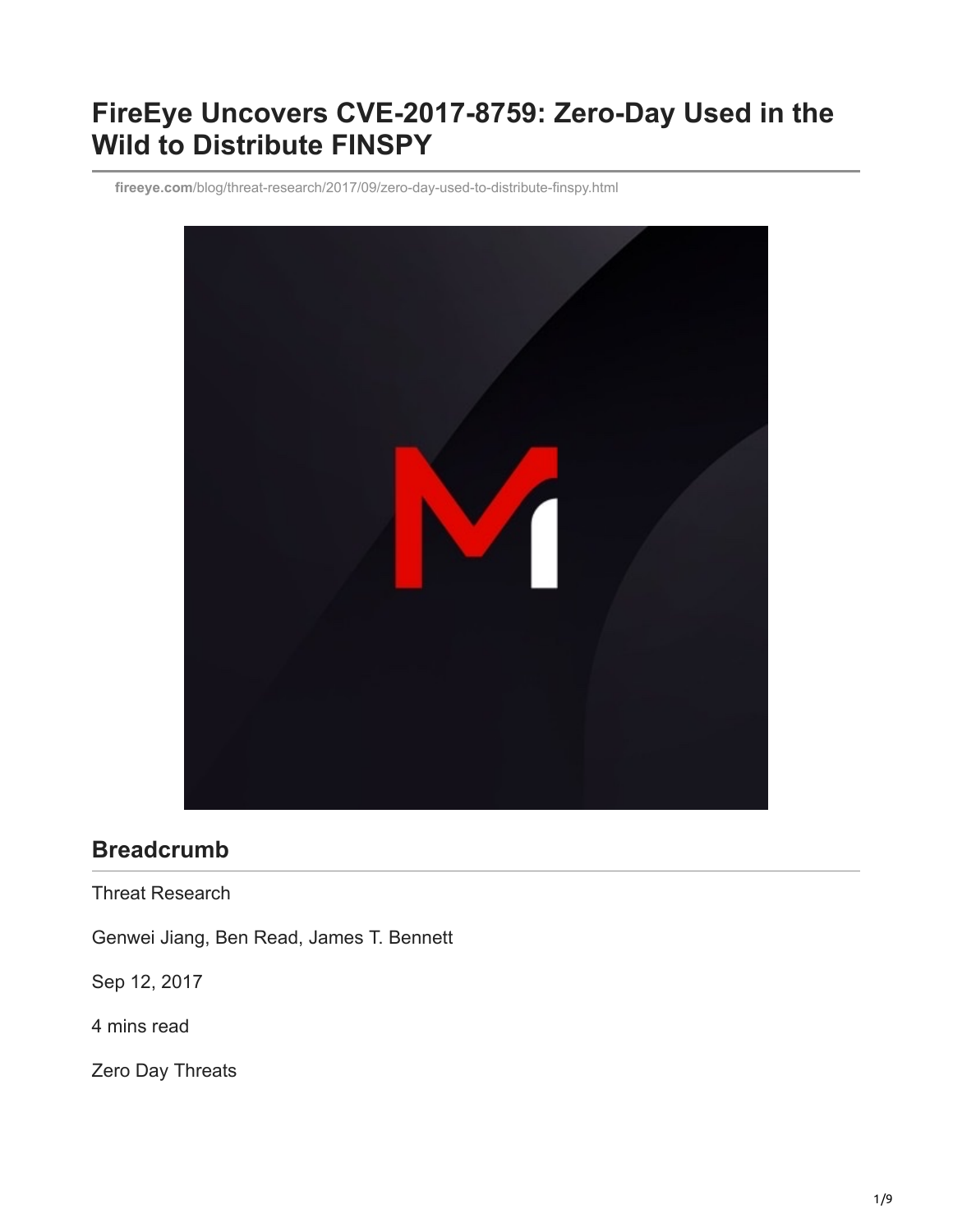# FireEye Uncovers CVE-2017-8759: Zero-Day Used in the Wild to Distribute FINSPY

**fireeye.com**/blog/threat-research/2017/09/zero-day-used-to-distribute-finspy.html

## Breadcrumb

Threat Research

Genwei Jiang, Ben Read, James T. Bennett

Sep 12, 2017

4 mins read

Zero Day Threats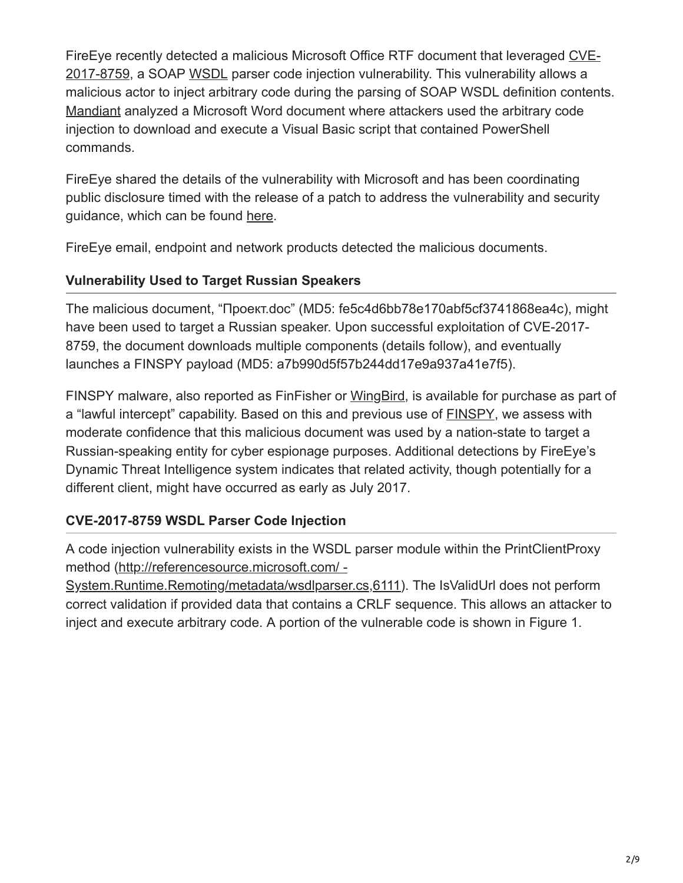FireEye recently detected a malicious Microsoft Office RTF document that leveraged CVE-2017-8759, a SOAP WSDL parser code injection vulnerability. This vulnerability allows a malicious actor to inject arbitrary code during the parsing of SOAP WSDL definition contents. Mandiant analyzed a Microsoft Word document where attackers used the arbitrary code injection to download and execute a Visual Basic script that contained PowerShell commands.

FireEye shared the details of the vulnerability with Microsoft and has been coordinating public disclosure timed with the release of a patch to address the vulnerability and security guidance, which can be found here.

FireEye email, endpoint and network products detected the malicious documents.

### Vulnerability Used to Target Russian Speakers

The malicious document, “Проект.doc” (MD5: fe5c4d6bb78e170abf5cf3741868ea4c), might have been used to target a Russian speaker. Upon successful exploitation of CVE-2017-8759, the document downloads multiple components (details follow), and eventually launches a FINSPY payload (MD5: a7b990d5f57b244dd17e9a937a41e7f5).

FINSPY malware, also reported as FinFisher or WingBird, is available for purchase as part of a “lawful intercept” capability. Based on this and previous use of FINSPY, we assess with moderate confidence that this malicious document was used by a nation-state to target a Russian-speaking entity for cyber espionage purposes. Additional detections by FireEye’s Dynamic Threat Intelligence system indicates that related activity, though potentially for a different client, might have occurred as early as July 2017.

### CVE-2017-8759 WSDL Parser Code Injection

A code injection vulnerability exists in the WSDL parser module within the PrintClientProxy method (http://referencesource.microsoft.com/ - System.Runtime.Remoting/metadata/wsdlparser.cs,6111). The IsValidUrl does not perform correct validation if provided data that contains a CRLF sequence. This allows an attacker to inject and execute arbitrary code. A portion of the vulnerable code is shown in Figure 1.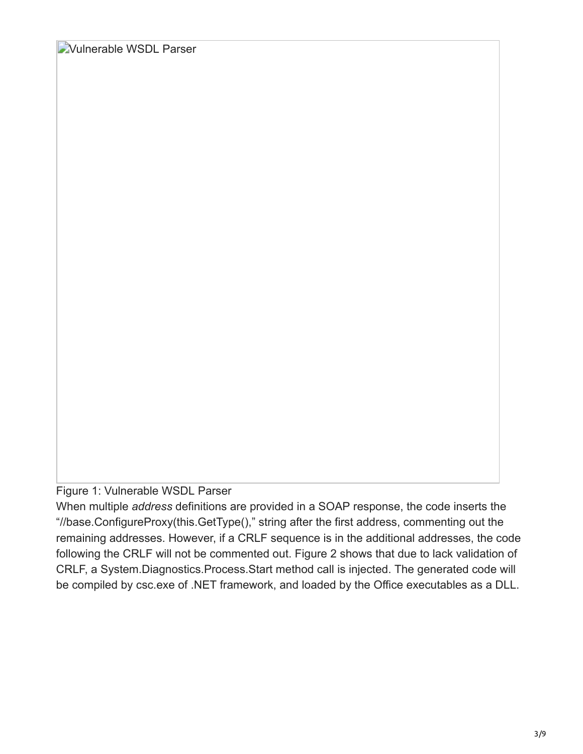Vulnerable WSDL Parser

Figure 1: Vulnerable WSDL Parser

When multiple *address* definitions are provided in a SOAP response, the code inserts the "//base.ConfigureProxy(this.GetType()," string after the first address, commenting out the remaining addresses. However, if a CRLF sequence is in the additional addresses, the code following the CRLF will not be commented out. Figure 2 shows that due to lack validation of CRLF, a System.Diagnostics.Process.Start method call is injected. The generated code will be compiled by csc.exe of .NET framework, and loaded by the Office executables as a DLL.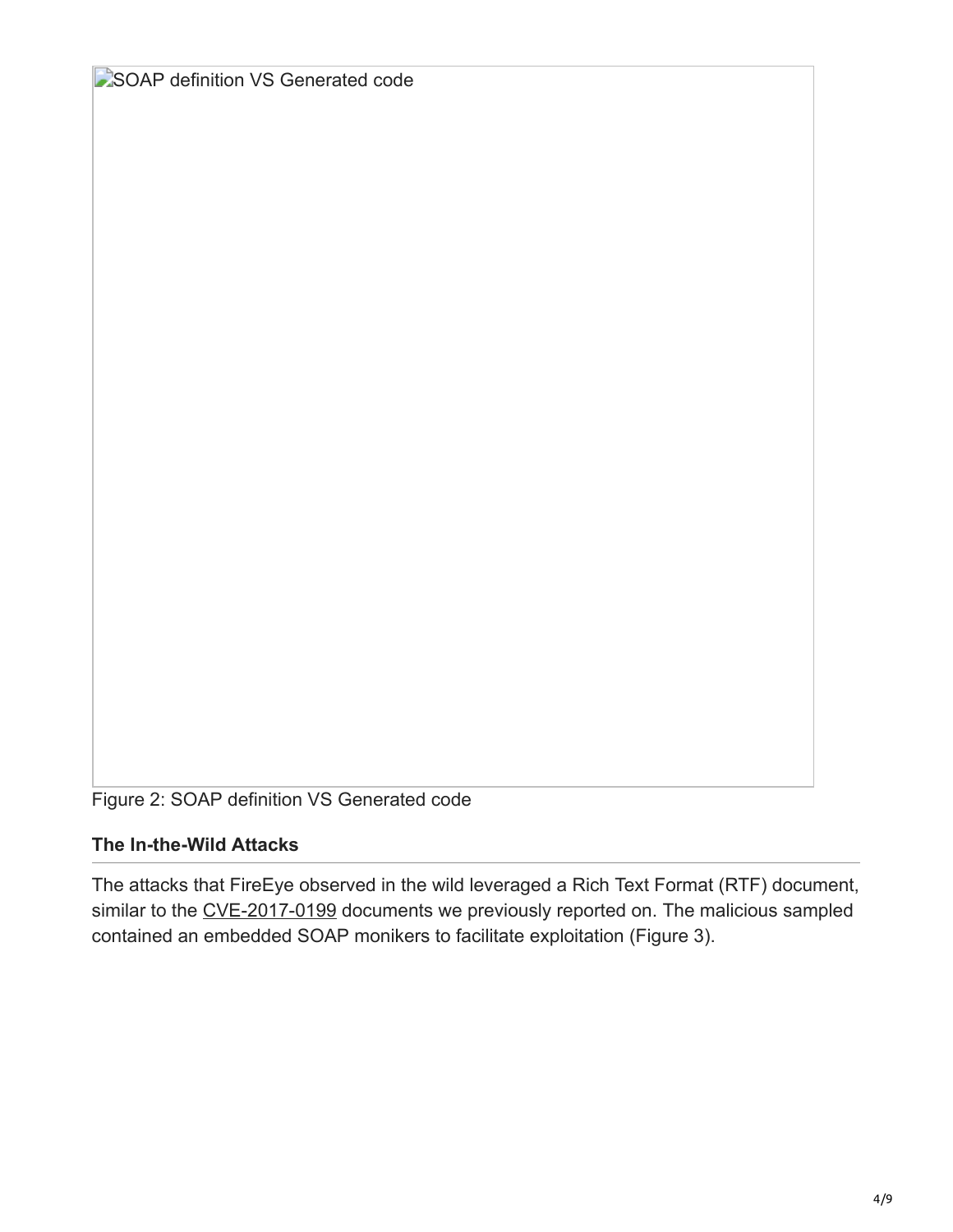SOAP definition VS Generated code

Figure 2: SOAP definition VS Generated code

### The In-the-Wild Attacks

The attacks that FireEye observed in the wild leveraged a Rich Text Format (RTF) document, similar to the CVE-2017-0199 documents we previously reported on. The malicious sampled contained an embedded SOAP monikers to facilitate exploitation (Figure 3).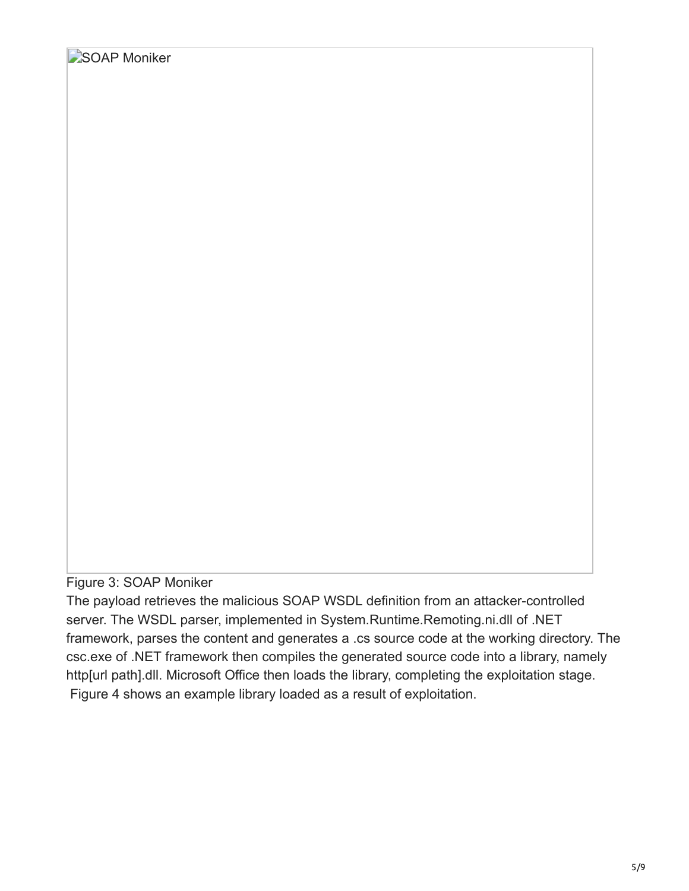SOAP Moniker

Figure 3: SOAP Moniker

The payload retrieves the malicious SOAP WSDL definition from an attacker-controlled server. The WSDL parser, implemented in System.Runtime.Remoting.ni.dll of .NET framework, parses the content and generates a .cs source code at the working directory. The csc.exe of .NET framework then compiles the generated source code into a library, namely http[url path].dll. Microsoft Office then loads the library, completing the exploitation stage. Figure 4 shows an example library loaded as a result of exploitation.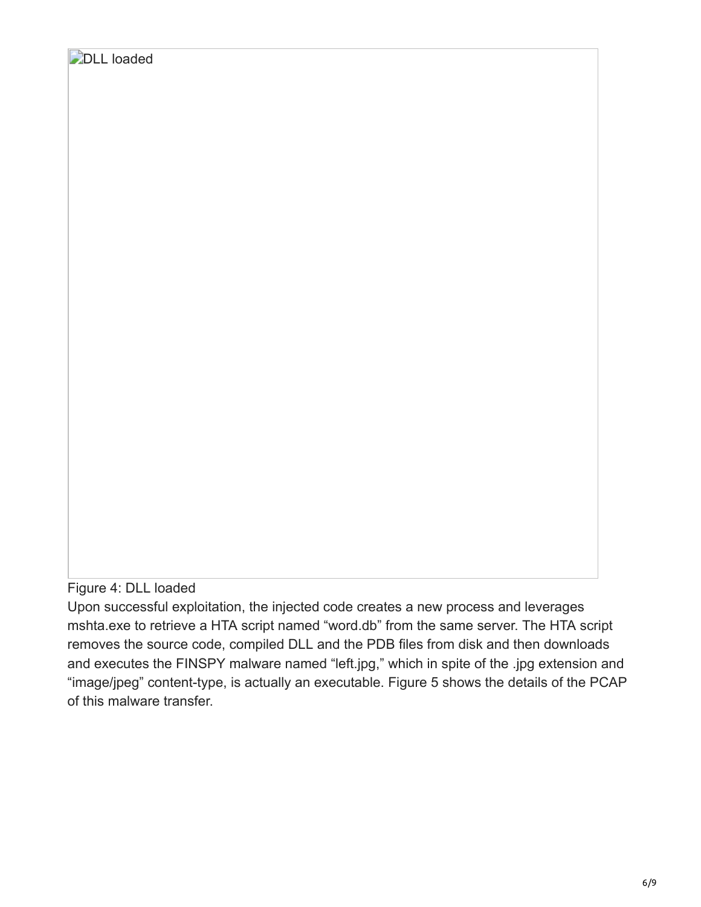DLL loaded

Figure 4: DLL loaded

Upon successful exploitation, the injected code creates a new process and leverages mshta.exe to retrieve a HTA script named “word.db” from the same server. The HTA script removes the source code, compiled DLL and the PDB files from disk and then downloads and executes the FINSPY malware named “left.jpg,” which in spite of the .jpg extension and “image/jpeg” content-type, is actually an executable. Figure 5 shows the details of the PCAP of this malware transfer.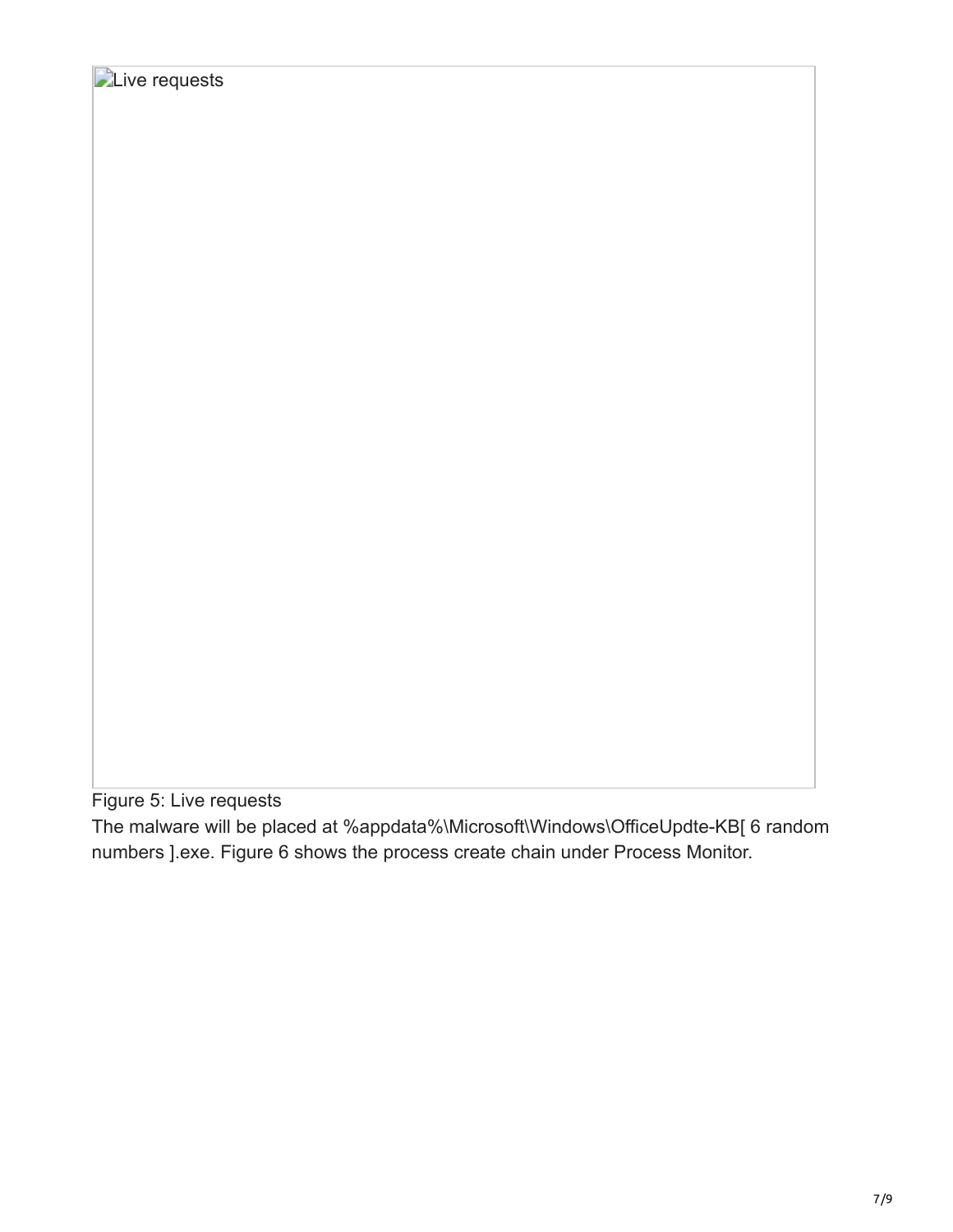Figure 5: Live requests

The malware will be placed at %appdata%\Microsoft\Windows\OfficeUpdte-KB[ 6 random numbers ].exe. Figure 6 shows the process create chain under Process Monitor.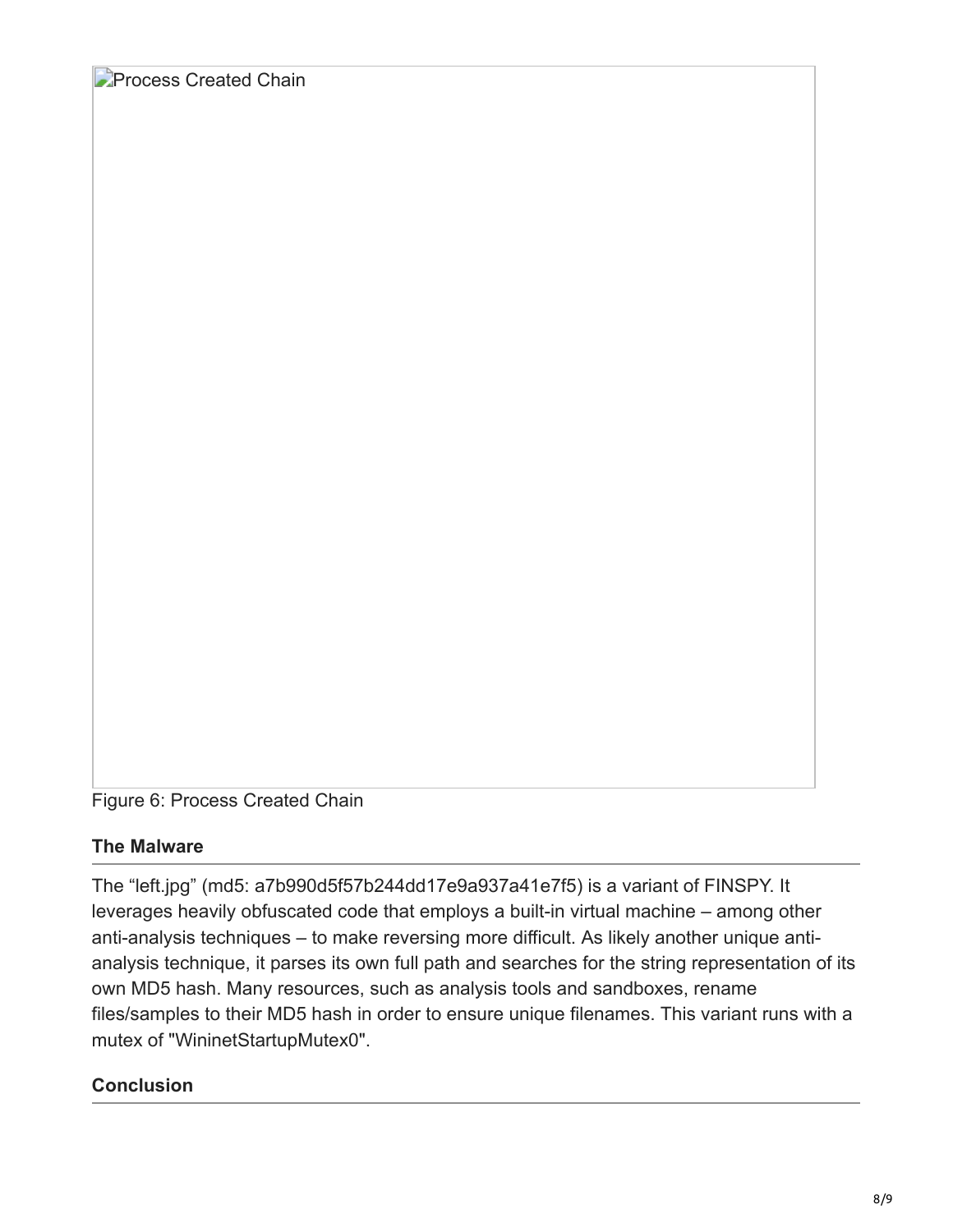Process Created Chain

Figure 6: Process Created Chain

### The Malware

The “left.jpg” (md5: a7b990d5f57b244dd17e9a937a41e7f5) is a variant of FINSPY. It leverages heavily obfuscated code that employs a built-in virtual machine – among other anti-analysis techniques – to make reversing more difficult. As likely another unique anti-analysis technique, it parses its own full path and searches for the string representation of its own MD5 hash. Many resources, such as analysis tools and sandboxes, rename files/samples to their MD5 hash in order to ensure unique filenames. This variant runs with a mutex of "WininetStartupMutex0".

### Conclusion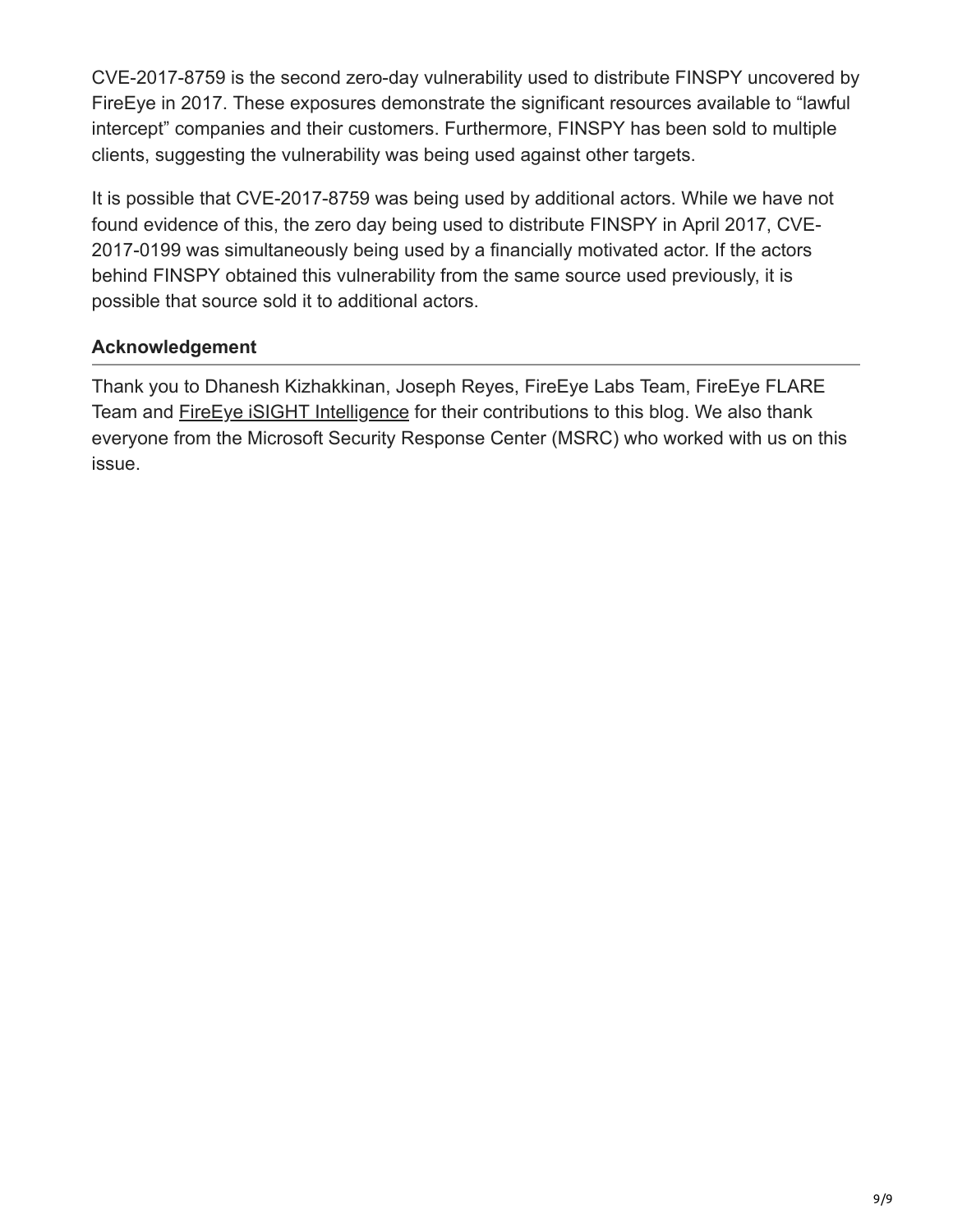CVE-2017-8759 is the second zero-day vulnerability used to distribute FINSPY uncovered by FireEye in 2017. These exposures demonstrate the significant resources available to “lawful intercept” companies and their customers. Furthermore, FINSPY has been sold to multiple clients, suggesting the vulnerability was being used against other targets.

It is possible that CVE-2017-8759 was being used by additional actors. While we have not found evidence of this, the zero day being used to distribute FINSPY in April 2017, CVE-2017-0199 was simultaneously being used by a financially motivated actor. If the actors behind FINSPY obtained this vulnerability from the same source used previously, it is possible that source sold it to additional actors.

### Acknowledgement

Thank you to Dhanesh Kizhakkinan, Joseph Reyes, FireEye Labs Team, FireEye FLARE Team and FireEye iSIGHT Intelligence for their contributions to this blog. We also thank everyone from the Microsoft Security Response Center (MSRC) who worked with us on this issue.